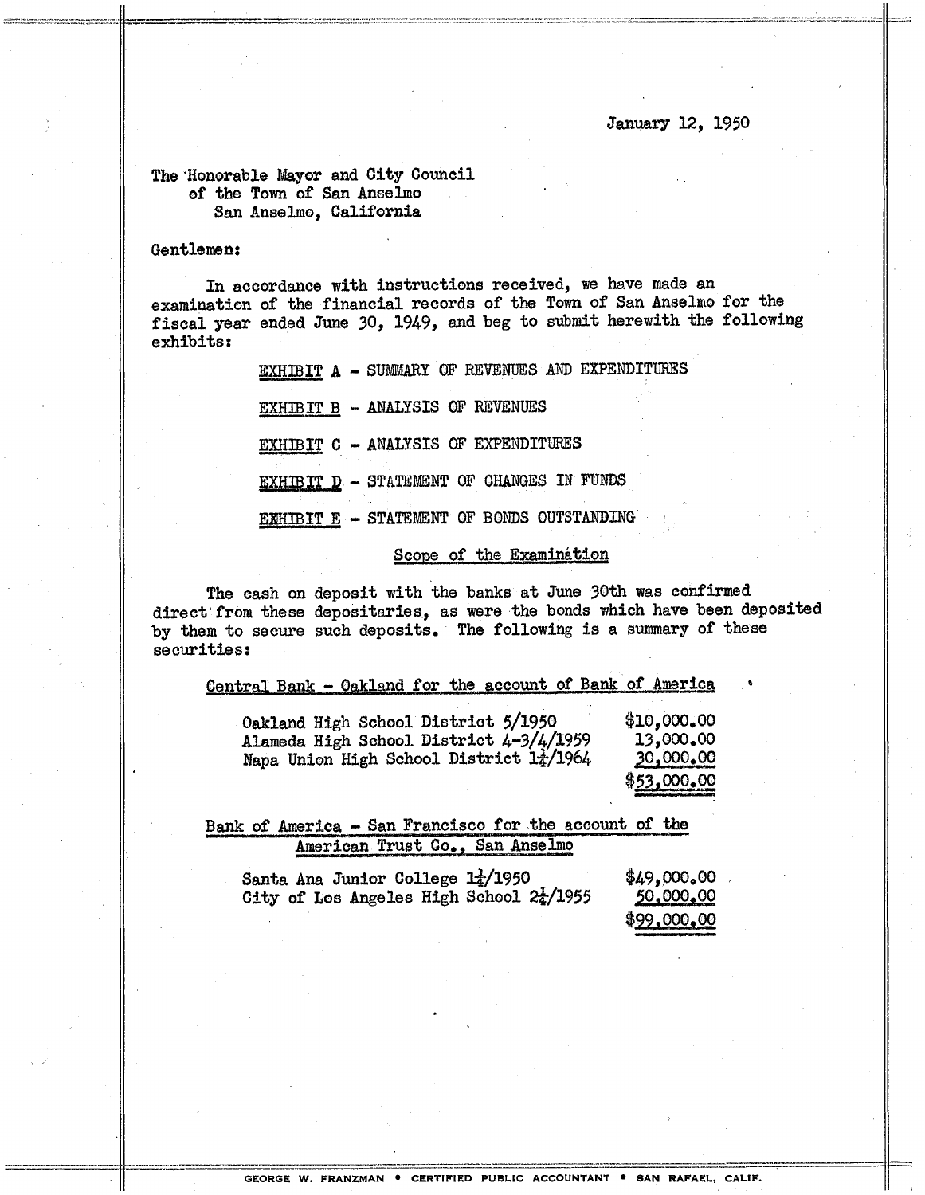January 12, 1950

The Honorable Mayor and City Council
of the Town of San Anselmo
San Anselmo, California

Gentlemen:

In accordance with instructions received, we have made an examination of the financial records of the Town of San Anselmo for the fiscal year ended June 30, 1949, and beg to submit herewith the following exhibits:

EXHIBIT A - SUMMARY OF REVENUES AND EXPENDITURES

EXHIBIT B - ANALYSIS OF REVENUES

EXHIBIT C - ANALYSIS OF EXPENDITURES

EXHIBIT D - STATEMENT OF CHANGES IN FUNDS

EXHIBIT E - STATEMENT OF BONDS OUTSTANDING

## Scope of the Examination

The cash on deposit with the banks at June 30th was confirmed direct from these depositaries, as were the bonds which have been deposited by them to secure such deposits. The following is a summary of these securities:

**Central Bank - Oakland for the account of Bank of America**

| | |
|---|---|
| Oakland High School District 5/1950 | $10,000.00 |
| Alameda High School District 4-3/4/1959 | 13,000.00 |
| Napa Union High School District 1¼/1964 | 30,000.00 |
| | $53,000.00 |

**Bank of America - San Francisco for the account of the American Trust Co., San Anselmo**

| | |
|---|---|
| Santa Ana Junior College 1½/1950 | $49,000.00 |
| City of Los Angeles High School 2¼/1955 | 50,000.00 |
| | $99,000.00 |

GEORGE W. FRANZMAN • CERTIFIED PUBLIC ACCOUNTANT • SAN RAFAEL, CALIF.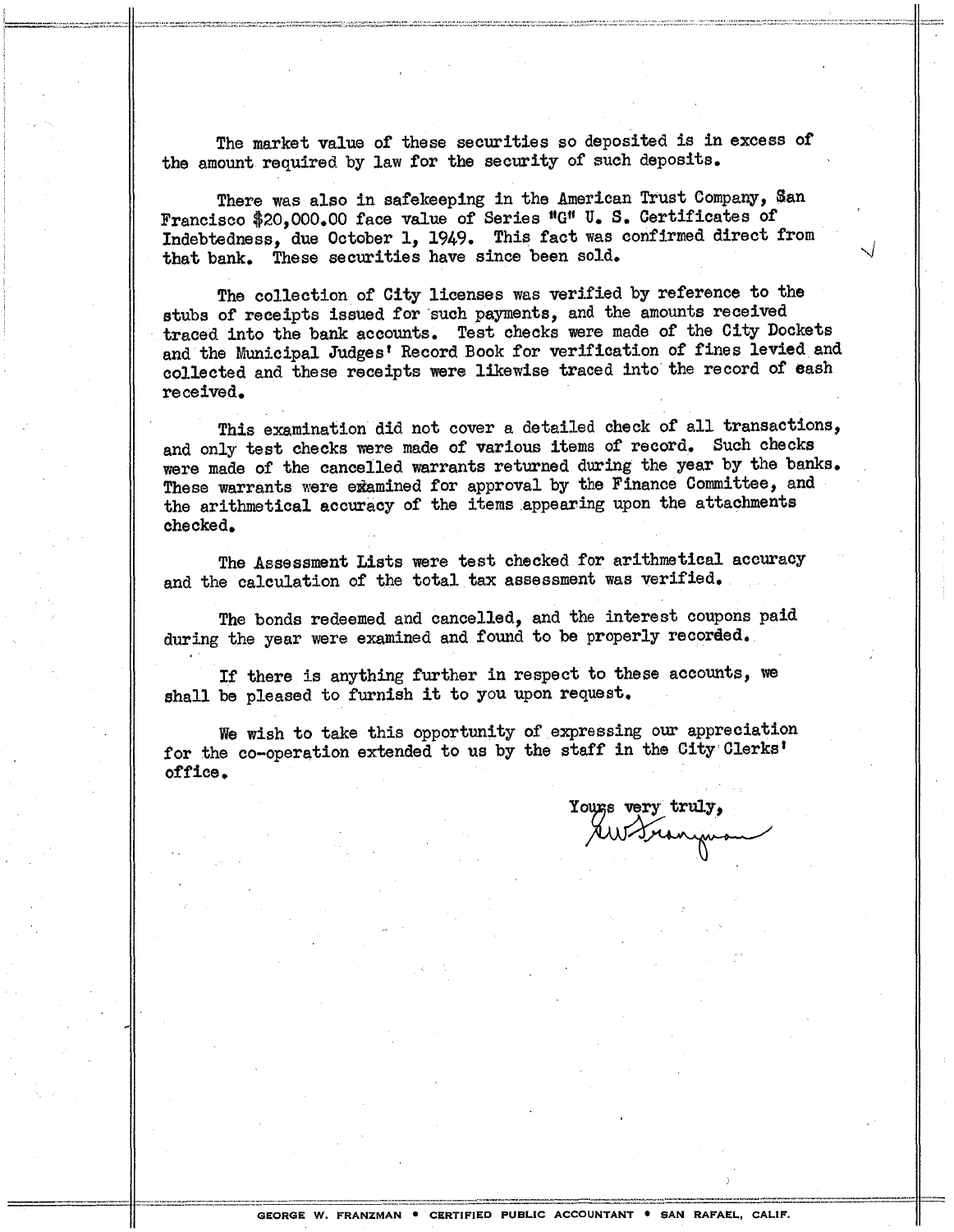The market value of these securities so deposited is in excess of the amount required by law for the security of such deposits.

There was also in safekeeping in the American Trust Company, San Francisco $20,000.00 face value of Series "G" U. S. Certificates of Indebtedness, due October 1, 1949. This fact was confirmed direct from that bank. These securities have since been sold.

The collection of City licenses was verified by reference to the stubs of receipts issued for such payments, and the amounts received traced into the bank accounts. Test checks were made of the City Dockets and the Municipal Judges' Record Book for verification of fines levied and collected and these receipts were likewise traced into the record of cash received.

This examination did not cover a detailed check of all transactions, and only test checks were made of various items of record. Such checks were made of the cancelled warrants returned during the year by the banks. These warrants were examined for approval by the Finance Committee, and the arithmetical accuracy of the items appearing upon the attachments checked.

The Assessment Lists were test checked for arithmetical accuracy and the calculation of the total tax assessment was verified.

The bonds redeemed and cancelled, and the interest coupons paid during the year were examined and found to be properly recorded.

If there is anything further in respect to these accounts, we shall be pleased to furnish it to you upon request.

We wish to take this opportunity of expressing our appreciation for the co-operation extended to us by the staff in the City Clerks' office.

Yours very truly,

GW Franzman

GEORGE W. FRANZMAN • CERTIFIED PUBLIC ACCOUNTANT • SAN RAFAEL, CALIF.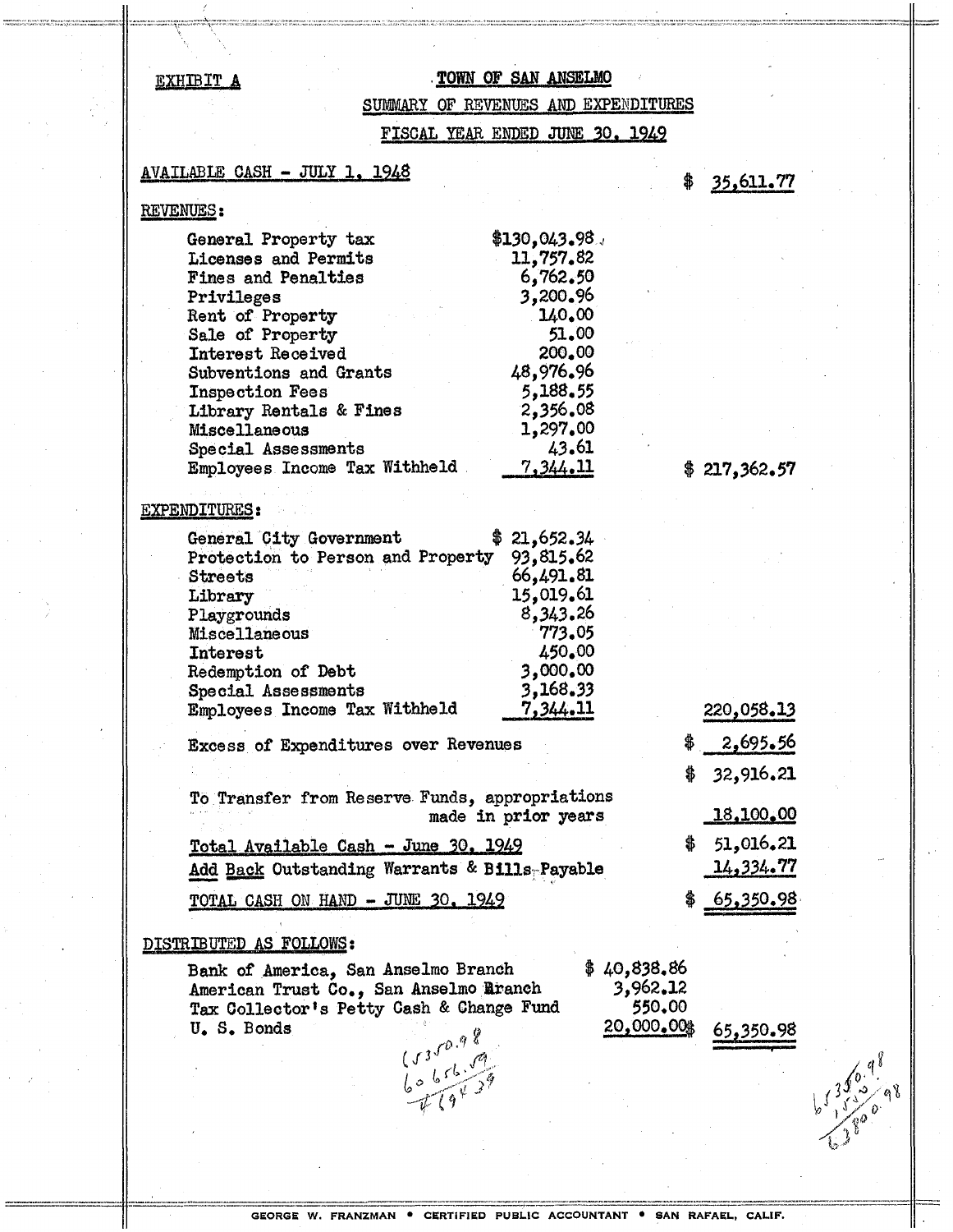EXHIBIT A

# TOWN OF SAN ANSELMO

## SUMMARY OF REVENUES AND EXPENDITURES

## FISCAL YEAR ENDED JUNE 30, 1949

| | | |
|---|---|---|
| **AVAILABLE CASH - JULY 1, 1948** | | $ 35,611.77 |
| **REVENUES:** | | |
| General Property tax | $130,043.98 | |
| Licenses and Permits | 11,757.82 | |
| Fines and Penalties | 6,762.50 | |
| Privileges | 3,200.96 | |
| Rent of Property | 140.00 | |
| Sale of Property | 51.00 | |
| Interest Received | 200.00 | |
| Subventions and Grants | 48,976.96 | |
| Inspection Fees | 5,188.55 | |
| Library Rentals & Fines | 2,356.08 | |
| Miscellaneous | 1,297.00 | |
| Special Assessments | 43.61 | |
| Employees Income Tax Withheld | 7,344.11 | $ 217,362.57 |
| **EXPENDITURES:** | | |
| General City Government | $ 21,652.34 | |
| Protection to Person and Property | 93,815.62 | |
| Streets | 66,491.81 | |
| Library | 15,019.61 | |
| Playgrounds | 8,343.26 | |
| Miscellaneous | 773.05 | |
| Interest | 450.00 | |
| Redemption of Debt | 3,000.00 | |
| Special Assessments | 3,168.33 | |
| Employees Income Tax Withheld | 7,344.11 | 220,058.13 |
| Excess of Expenditures over Revenues | | $ 2,695.56 |
| | | $ 32,916.21 |
| To Transfer from Reserve Funds, appropriations made in prior years | | 18,100.00 |
| Total Available Cash - June 30, 1949 | | $ 51,016.21 |
| Add Back Outstanding Warrants & Bills Payable | | 14,334.77 |
| **TOTAL CASH ON HAND - JUNE 30, 1949** | | $ 65,350.98 |
| **DISTRIBUTED AS FOLLOWS:** | | |
| Bank of America, San Anselmo Branch | $ 40,838.86 | |
| American Trust Co., San Anselmo Branch | 3,962.12 | |
| Tax Collector's Petty Cash & Change Fund | 550.00 | |
| U. S. Bonds | 20,000.00 | $ 65,350.98 |

65350.98
60656.49
4694.49

65350.98
1550
63800.98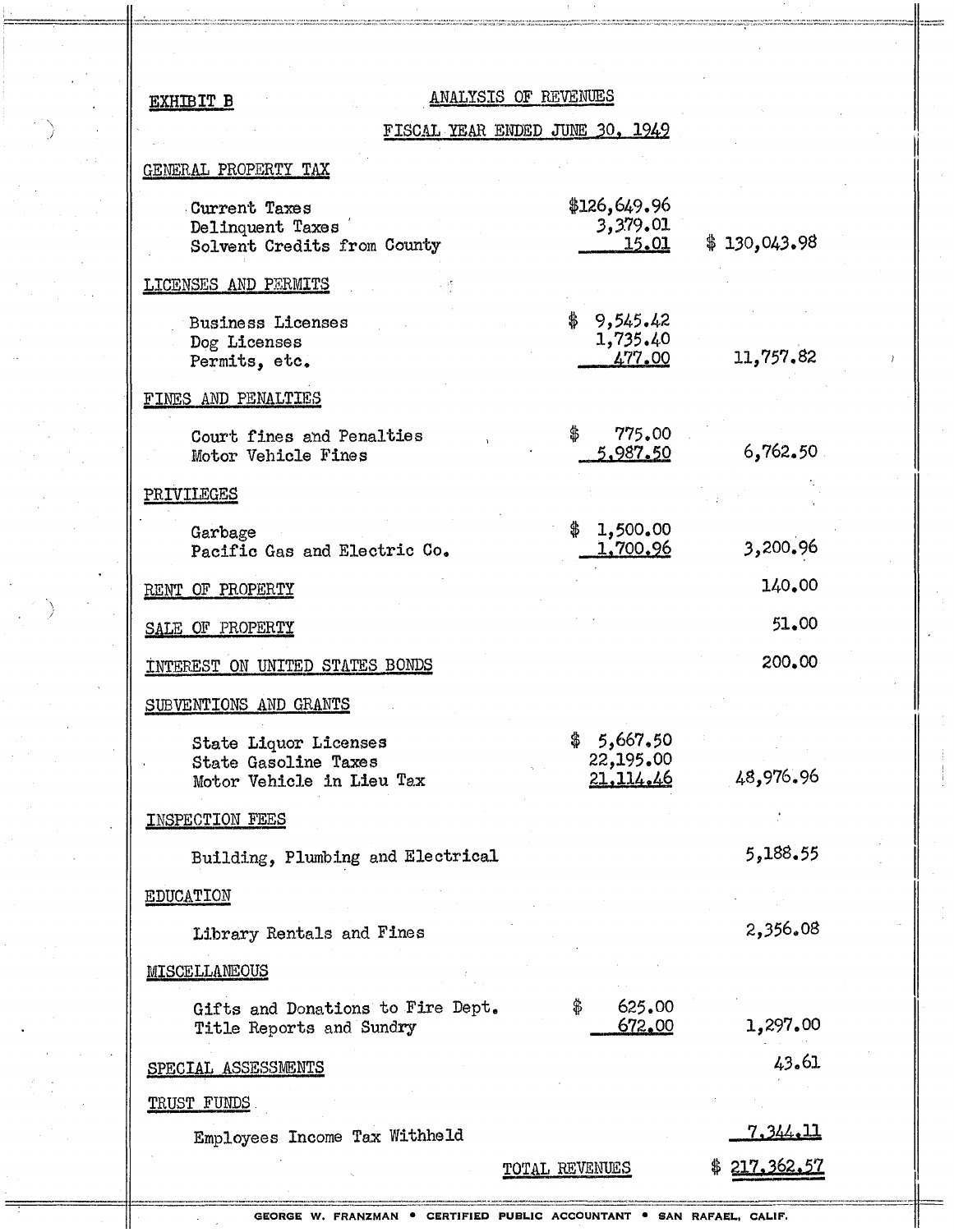EXHIBIT B

## ANALYSIS OF REVENUES

### FISCAL YEAR ENDED JUNE 30, 1949

| | | |
|---|---|---|
| **GENERAL PROPERTY TAX** | | |
| Current Taxes | $126,649.96 | |
| Delinquent Taxes | 3,379.01 | |
| Solvent Credits from County | 15.01 | $ 130,043.98 |
| **LICENSES AND PERMITS** | | |
| Business Licenses | $ 9,545.42 | |
| Dog Licenses | 1,735.40 | |
| Permits, etc. | 477.00 | 11,757.82 |
| **FINES AND PENALTIES** | | |
| Court fines and Penalties | $ 775.00 | |
| Motor Vehicle Fines | 5,987.50 | 6,762.50 |
| **PRIVILEGES** | | |
| Garbage | $ 1,500.00 | |
| Pacific Gas and Electric Co. | 1,700.96 | 3,200.96 |
| **RENT OF PROPERTY** | | 140.00 |
| **SALE OF PROPERTY** | | 51.00 |
| **INTEREST ON UNITED STATES BONDS** | | 200.00 |
| **SUBVENTIONS AND GRANTS** | | |
| State Liquor Licenses | $ 5,667.50 | |
| State Gasoline Taxes | 22,195.00 | |
| Motor Vehicle in Lieu Tax | 21,114.46 | 48,976.96 |
| **INSPECTION FEES** | | |
| Building, Plumbing and Electrical | | 5,188.55 |
| **EDUCATION** | | |
| Library Rentals and Fines | | 2,356.08 |
| **MISCELLANEOUS** | | |
| Gifts and Donations to Fire Dept. | $ 625.00 | |
| Title Reports and Sundry | 672.00 | 1,297.00 |
| **SPECIAL ASSESSMENTS** | | 43.61 |
| **TRUST FUNDS** | | |
| Employees Income Tax Withheld | | 7,344.11 |
| | TOTAL REVENUES | $ 217,362.57 |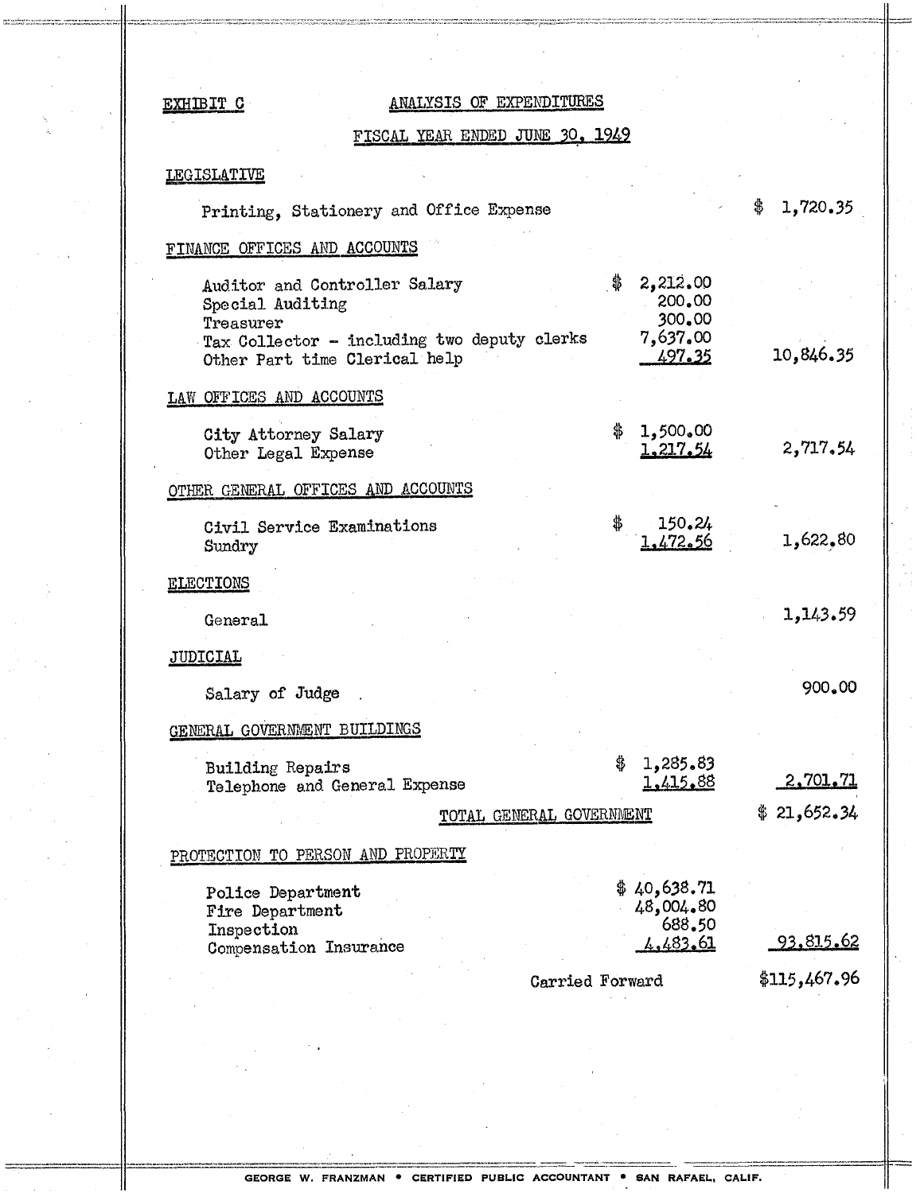EXHIBIT C

## ANALYSIS OF EXPENDITURES

### FISCAL YEAR ENDED JUNE 30, 1949

| | | |
|---|---|---|
| **LEGISLATIVE** | | |
| Printing, Stationery and Office Expense | | $ 1,720.35 |
| **FINANCE OFFICES AND ACCOUNTS** | | |
| Auditor and Controller Salary | $ 2,212.00 | |
| Special Auditing | 200.00 | |
| Treasurer | 300.00 | |
| Tax Collector - including two deputy clerks | 7,637.00 | |
| Other Part time Clerical help | 497.35 | 10,846.35 |
| **LAW OFFICES AND ACCOUNTS** | | |
| City Attorney Salary | $ 1,500.00 | |
| Other Legal Expense | 1,217.54 | 2,717.54 |
| **OTHER GENERAL OFFICES AND ACCOUNTS** | | |
| Civil Service Examinations | $ 150.24 | |
| Sundry | 1,472.56 | 1,622.80 |
| **ELECTIONS** | | |
| General | | 1,143.59 |
| **JUDICIAL** | | |
| Salary of Judge | | 900.00 |
| **GENERAL GOVERNMENT BUILDINGS** | | |
| Building Repairs | $ 1,285.83 | |
| Telephone and General Expense | 1,415.88 | 2,701.71 |
| TOTAL GENERAL GOVERNMENT | | $ 21,652.34 |
| **PROTECTION TO PERSON AND PROPERTY** | | |
| Police Department | $ 40,638.71 | |
| Fire Department | 48,004.80 | |
| Inspection | 688.50 | |
| Compensation Insurance | 4,483.61 | 93,815.62 |
| Carried Forward | | $115,467.96 |

GEORGE W. FRANZMAN • CERTIFIED PUBLIC ACCOUNTANT • SAN RAFAEL, CALIF.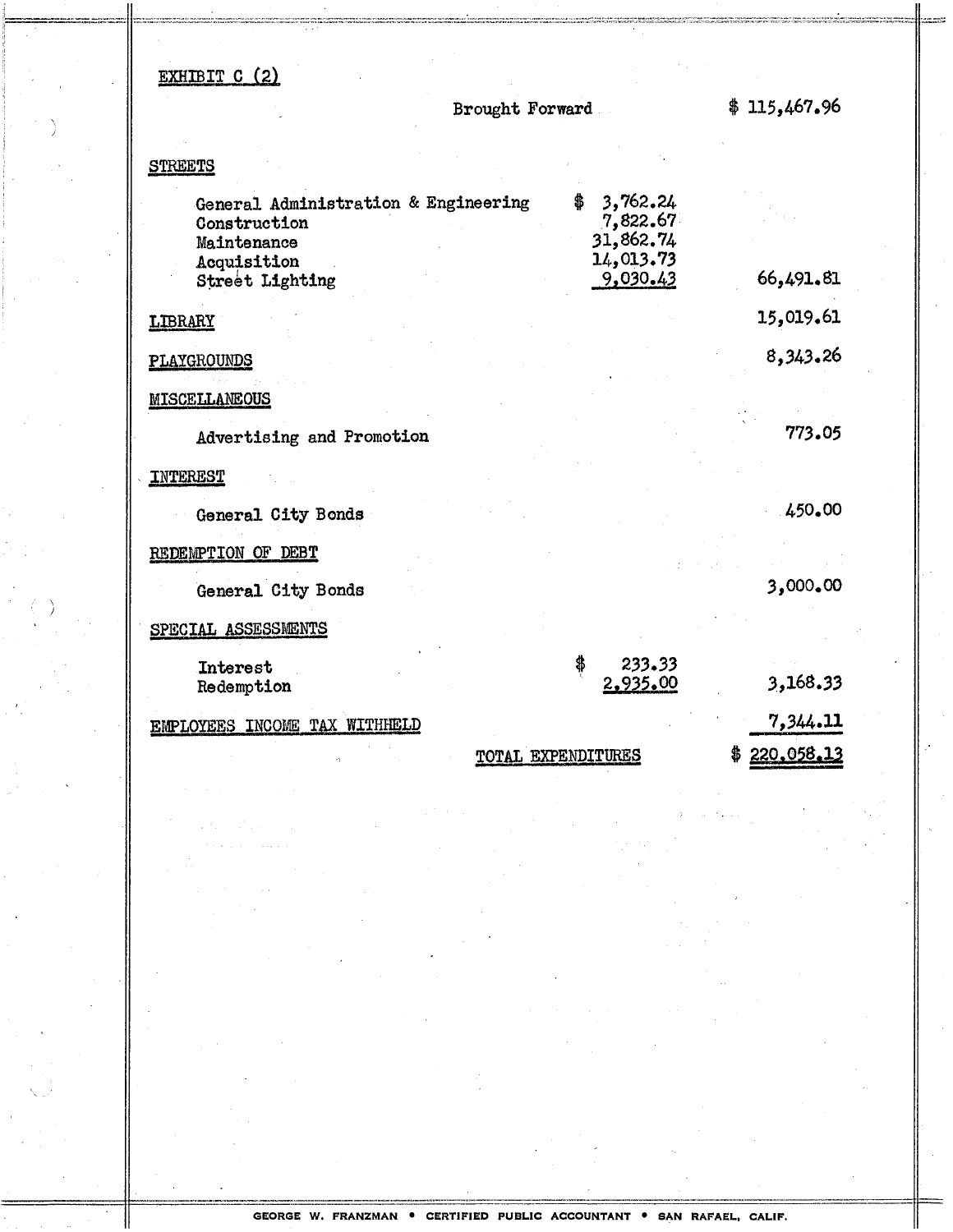EXHIBIT C (2)

| | | |
|---|---|---|
| Brought Forward | | $ 115,467.96 |
| **STREETS** | | |
| General Administration & Engineering | $ 3,762.24 | |
| Construction | 7,822.67 | |
| Maintenance | 31,862.74 | |
| Acquisition | 14,013.73 | |
| Street Lighting | 9,030.43 | 66,491.81 |
| **LIBRARY** | | 15,019.61 |
| **PLAYGROUNDS** | | 8,343.26 |
| **MISCELLANEOUS** | | |
| Advertising and Promotion | | 773.05 |
| **INTEREST** | | |
| General City Bonds | | 450.00 |
| **REDEMPTION OF DEBT** | | |
| General City Bonds | | 3,000.00 |
| **SPECIAL ASSESSMENTS** | | |
| Interest | $ 233.33 | |
| Redemption | 2,935.00 | 3,168.33 |
| **EMPLOYEES INCOME TAX WITHHELD** | | 7,344.11 |
| TOTAL EXPENDITURES | | $ 220,058.13 |

GEORGE W. FRANZMAN • CERTIFIED PUBLIC ACCOUNTANT • SAN RAFAEL, CALIF.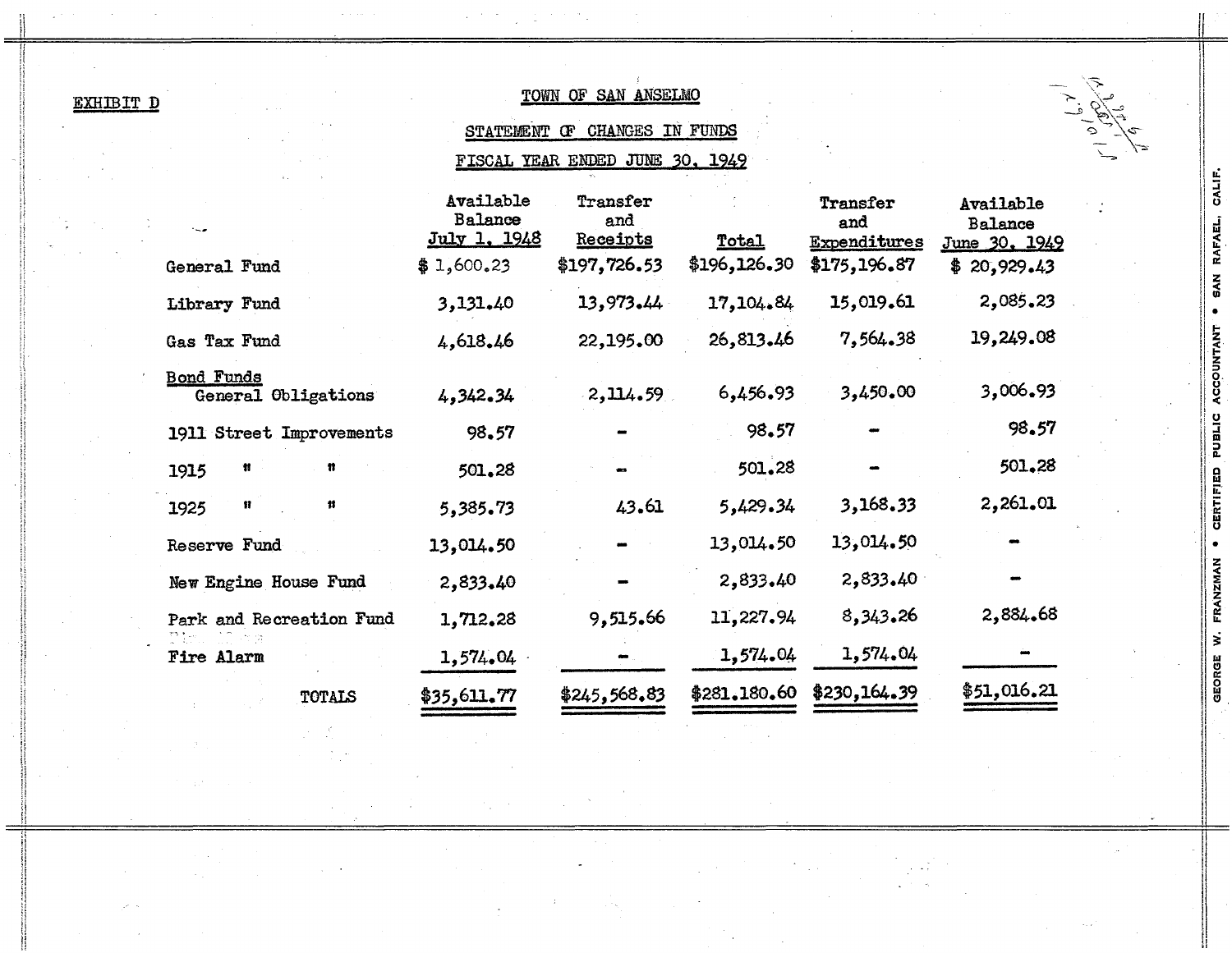EXHIBIT D

# TOWN OF SAN ANSELMO

## STATEMENT OF CHANGES IN FUNDS

## FISCAL YEAR ENDED JUNE 30, 1949

| | Available Balance July 1, 1948 | Transfer and Receipts | Total | Transfer and Expenditures | Available Balance June 30, 1949 |
|---|---|---|---|---|---|
| General Fund | $ 1,600.23 | $197,726.53 | $196,126.30 | $175,196.87 | $ 20,929.43 |
| Library Fund | 3,131.40 | 13,973.44 | 17,104.84 | 15,019.61 | 2,085.23 |
| Gas Tax Fund | 4,618.46 | 22,195.00 | 26,813.46 | 7,564.38 | 19,249.08 |
| Bond Funds<br>General Obligations | 4,342.34 | 2,114.59 | 6,456.93 | 3,450.00 | 3,006.93 |
| 1911 Street Improvements | 98.57 | - | 98.57 | - | 98.57 |
| 1915 " " | 501.28 | - | 501.28 | - | 501.28 |
| 1925 " " | 5,385.73 | 43.61 | 5,429.34 | 3,168.33 | 2,261.01 |
| Reserve Fund | 13,014.50 | - | 13,014.50 | 13,014.50 | - |
| New Engine House Fund | 2,833.40 | - | 2,833.40 | 2,833.40 | - |
| Park and Recreation Fund | 1,712.28 | 9,515.66 | 11,227.94 | 8,343.26 | 2,884.68 |
| Fire Alarm | 1,574.04 | - | 1,574.04 | 1,574.04 | - |
| TOTALS | $35,611.77 | $245,568.83 | $281,180.60 | $230,164.39 | $51,016.21 |

GEORGE W. FRANZMAN • CERTIFIED PUBLIC ACCOUNTANT • SAN RAFAEL, CALIF.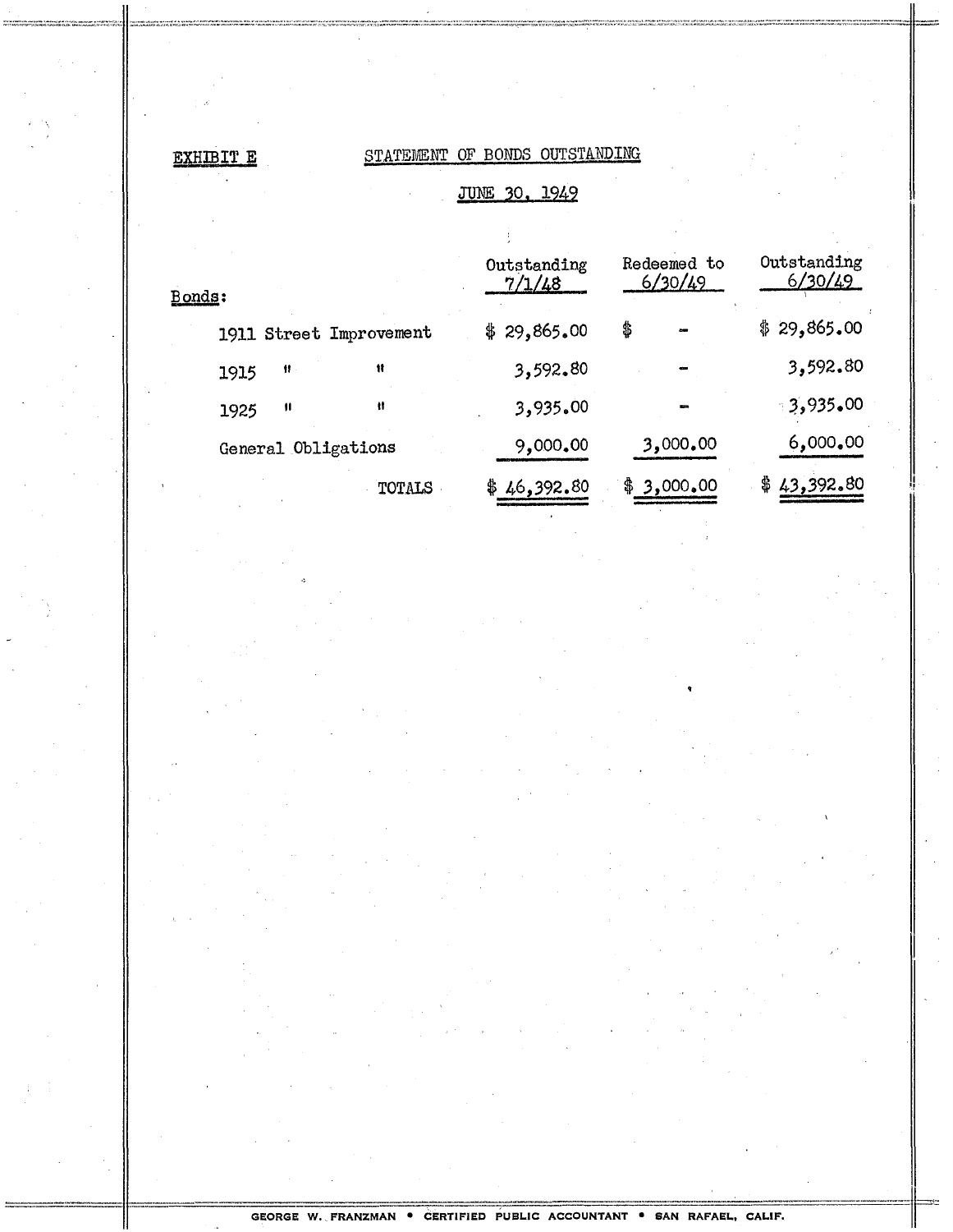EXHIBIT E

STATEMENT OF BONDS OUTSTANDING

JUNE 30, 1949

| Bonds: | Outstanding 7/1/48 | Redeemed to 6/30/49 | Outstanding 6/30/49 |
|---|---|---|---|
| 1911 Street Improvement | $ 29,865.00 | $ - | $ 29,865.00 |
| 1915 " " | 3,592.80 | - | 3,592.80 |
| 1925 " " | 3,935.00 | - | 3,935.00 |
| General Obligations | 9,000.00 | 3,000.00 | 6,000.00 |
| TOTALS | $ 46,392.80 | $ 3,000.00 | $ 43,392.80 |

GEORGE W. FRANZMAN • CERTIFIED PUBLIC ACCOUNTANT • SAN RAFAEL, CALIF.